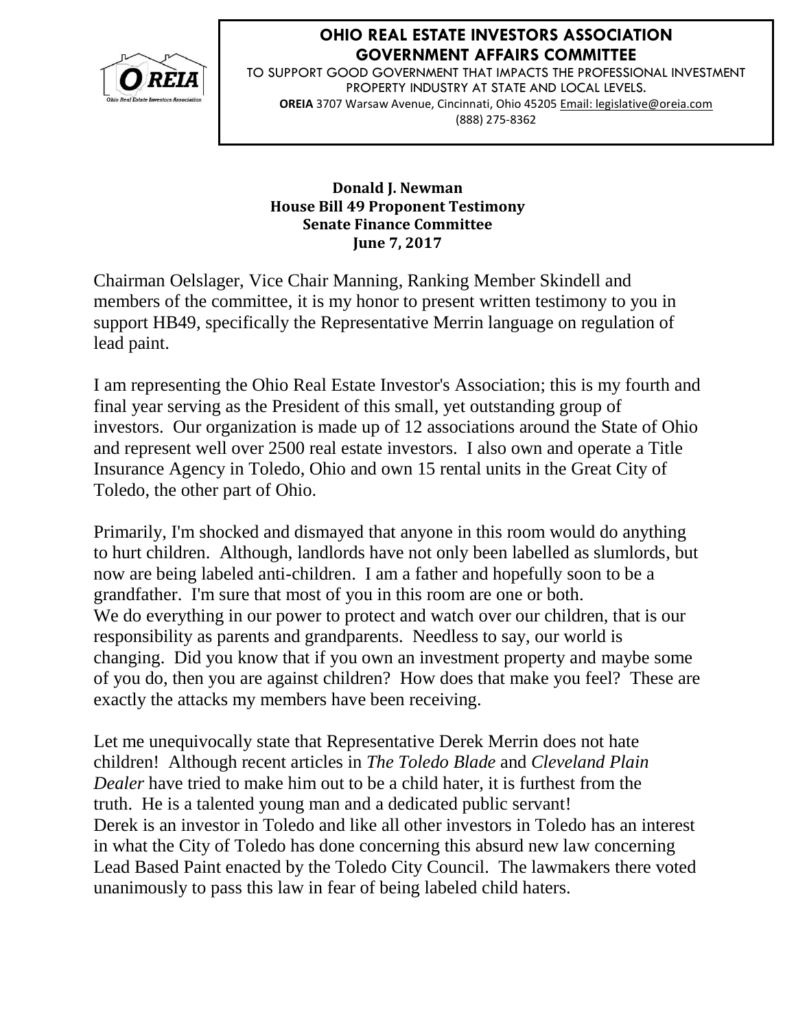**OHIO REAL ESTATE INVESTORS ASSOCIATION**
**GOVERNMENT AFFAIRS COMMITTEE**

TO SUPPORT GOOD GOVERNMENT THAT IMPACTS THE PROFESSIONAL INVESTMENT PROPERTY INDUSTRY AT STATE AND LOCAL LEVELS.

**OREIA** 3707 Warsaw Avenue, Cincinnati, Ohio 45205 Email: legislative@oreia.com
(888) 275-8362

**Donald J. Newman**
**House Bill 49 Proponent Testimony**
**Senate Finance Committee**
**June 7, 2017**

Chairman Oelslager, Vice Chair Manning, Ranking Member Skindell and members of the committee, it is my honor to present written testimony to you in support HB49, specifically the Representative Merrin language on regulation of lead paint.

I am representing the Ohio Real Estate Investor's Association; this is my fourth and final year serving as the President of this small, yet outstanding group of investors. Our organization is made up of 12 associations around the State of Ohio and represent well over 2500 real estate investors. I also own and operate a Title Insurance Agency in Toledo, Ohio and own 15 rental units in the Great City of Toledo, the other part of Ohio.

Primarily, I'm shocked and dismayed that anyone in this room would do anything to hurt children. Although, landlords have not only been labelled as slumlords, but now are being labeled anti-children. I am a father and hopefully soon to be a grandfather. I'm sure that most of you in this room are one or both.
We do everything in our power to protect and watch over our children, that is our responsibility as parents and grandparents. Needless to say, our world is changing. Did you know that if you own an investment property and maybe some of you do, then you are against children? How does that make you feel? These are exactly the attacks my members have been receiving.

Let me unequivocally state that Representative Derek Merrin does not hate children! Although recent articles in *The Toledo Blade* and *Cleveland Plain Dealer* have tried to make him out to be a child hater, it is furthest from the truth. He is a talented young man and a dedicated public servant!
Derek is an investor in Toledo and like all other investors in Toledo has an interest in what the City of Toledo has done concerning this absurd new law concerning Lead Based Paint enacted by the Toledo City Council. The lawmakers there voted unanimously to pass this law in fear of being labeled child haters.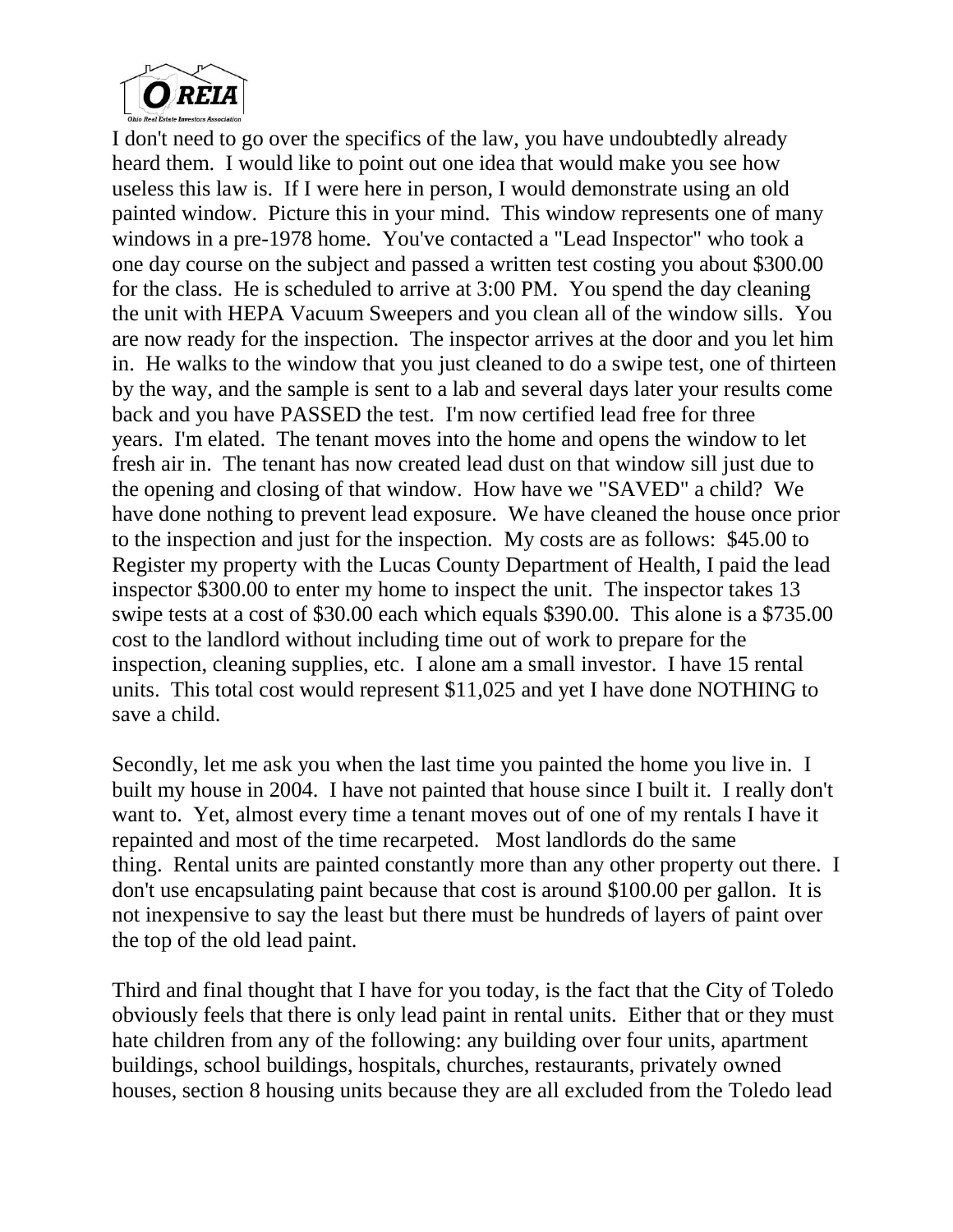I don't need to go over the specifics of the law, you have undoubtedly already heard them. I would like to point out one idea that would make you see how useless this law is. If I were here in person, I would demonstrate using an old painted window. Picture this in your mind. This window represents one of many windows in a pre-1978 home. You've contacted a "Lead Inspector" who took a one day course on the subject and passed a written test costing you about $300.00 for the class. He is scheduled to arrive at 3:00 PM. You spend the day cleaning the unit with HEPA Vacuum Sweepers and you clean all of the window sills. You are now ready for the inspection. The inspector arrives at the door and you let him in. He walks to the window that you just cleaned to do a swipe test, one of thirteen by the way, and the sample is sent to a lab and several days later your results come back and you have PASSED the test. I'm now certified lead free for three years. I'm elated. The tenant moves into the home and opens the window to let fresh air in. The tenant has now created lead dust on that window sill just due to the opening and closing of that window. How have we "SAVED" a child? We have done nothing to prevent lead exposure. We have cleaned the house once prior to the inspection and just for the inspection. My costs are as follows: $45.00 to Register my property with the Lucas County Department of Health, I paid the lead inspector $300.00 to enter my home to inspect the unit. The inspector takes 13 swipe tests at a cost of $30.00 each which equals $390.00. This alone is a $735.00 cost to the landlord without including time out of work to prepare for the inspection, cleaning supplies, etc. I alone am a small investor. I have 15 rental units. This total cost would represent $11,025 and yet I have done NOTHING to save a child.

Secondly, let me ask you when the last time you painted the home you live in. I built my house in 2004. I have not painted that house since I built it. I really don't want to. Yet, almost every time a tenant moves out of one of my rentals I have it repainted and most of the time recarpeted. Most landlords do the same thing. Rental units are painted constantly more than any other property out there. I don't use encapsulating paint because that cost is around $100.00 per gallon. It is not inexpensive to say the least but there must be hundreds of layers of paint over the top of the old lead paint.

Third and final thought that I have for you today, is the fact that the City of Toledo obviously feels that there is only lead paint in rental units. Either that or they must hate children from any of the following: any building over four units, apartment buildings, school buildings, hospitals, churches, restaurants, privately owned houses, section 8 housing units because they are all excluded from the Toledo lead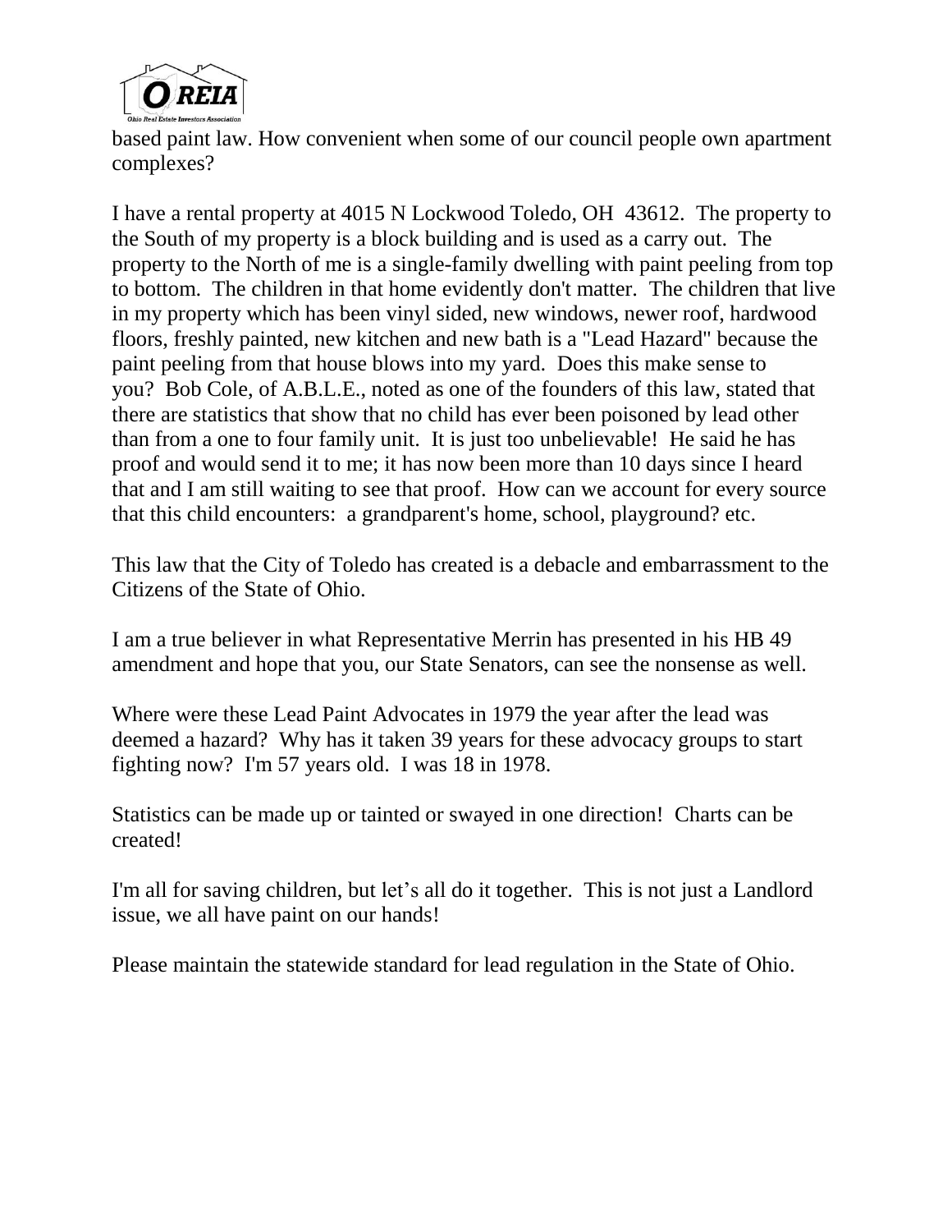based paint law. How convenient when some of our council people own apartment complexes?

I have a rental property at 4015 N Lockwood Toledo, OH 43612. The property to the South of my property is a block building and is used as a carry out. The property to the North of me is a single-family dwelling with paint peeling from top to bottom. The children in that home evidently don't matter. The children that live in my property which has been vinyl sided, new windows, newer roof, hardwood floors, freshly painted, new kitchen and new bath is a "Lead Hazard" because the paint peeling from that house blows into my yard. Does this make sense to you? Bob Cole, of A.B.L.E., noted as one of the founders of this law, stated that there are statistics that show that no child has ever been poisoned by lead other than from a one to four family unit. It is just too unbelievable! He said he has proof and would send it to me; it has now been more than 10 days since I heard that and I am still waiting to see that proof. How can we account for every source that this child encounters: a grandparent's home, school, playground? etc.

This law that the City of Toledo has created is a debacle and embarrassment to the Citizens of the State of Ohio.

I am a true believer in what Representative Merrin has presented in his HB 49 amendment and hope that you, our State Senators, can see the nonsense as well.

Where were these Lead Paint Advocates in 1979 the year after the lead was deemed a hazard? Why has it taken 39 years for these advocacy groups to start fighting now? I'm 57 years old. I was 18 in 1978.

Statistics can be made up or tainted or swayed in one direction! Charts can be created!

I'm all for saving children, but let's all do it together. This is not just a Landlord issue, we all have paint on our hands!

Please maintain the statewide standard for lead regulation in the State of Ohio.